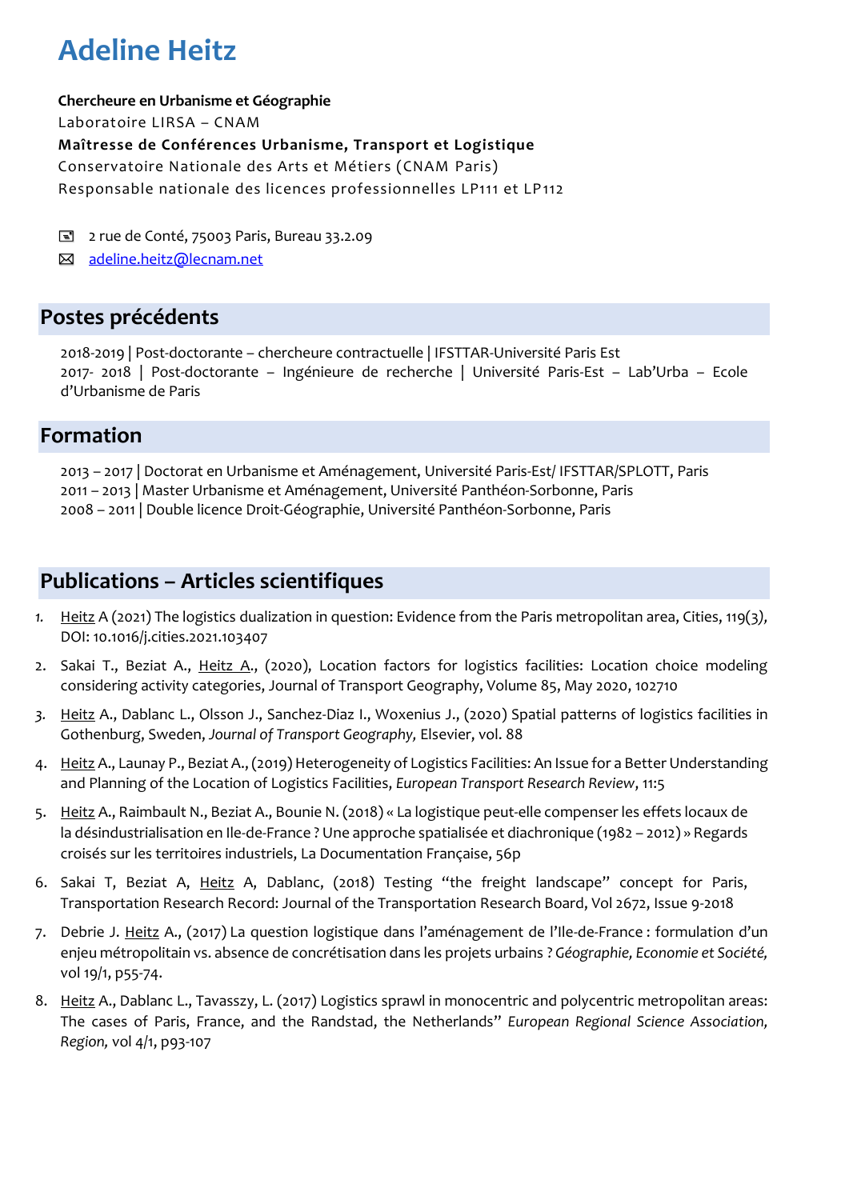# Adeline Heitz

**Chercheure en Urbanisme et Géographie**
Laboratoire LIRSA – CNAM
**Maîtresse de Conférences Urbanisme, Transport et Logistique**
Conservatoire Nationale des Arts et Métiers (CNAM Paris)
Responsable nationale des licences professionnelles LP111 et LP112

- 2 rue de Conté, 75003 Paris, Bureau 33.2.09
- adeline.heitz@lecnam.net

## Postes précédents

2018-2019 | Post-doctorante – chercheure contractuelle | IFSTTAR-Université Paris Est
2017- 2018 | Post-doctorante – Ingénieure de recherche | Université Paris-Est – Lab'Urba – Ecole d'Urbanisme de Paris

## Formation

2013 – 2017 | Doctorat en Urbanisme et Aménagement, Université Paris-Est/ IFSTTAR/SPLOTT, Paris
2011 – 2013 | Master Urbanisme et Aménagement, Université Panthéon-Sorbonne, Paris
2008 – 2011 | Double licence Droit-Géographie, Université Panthéon-Sorbonne, Paris

## Publications – Articles scientifiques

1. Heitz A (2021) The logistics dualization in question: Evidence from the Paris metropolitan area, Cities, 119(3), DOI: 10.1016/j.cities.2021.103407
2. Sakai T., Beziat A., Heitz A., (2020), Location factors for logistics facilities: Location choice modeling considering activity categories, Journal of Transport Geography, Volume 85, May 2020, 102710
3. Heitz A., Dablanc L., Olsson J., Sanchez-Diaz I., Woxenius J., (2020) Spatial patterns of logistics facilities in Gothenburg, Sweden, *Journal of Transport Geography,* Elsevier, vol. 88
4. Heitz A., Launay P., Beziat A., (2019) Heterogeneity of Logistics Facilities: An Issue for a Better Understanding and Planning of the Location of Logistics Facilities, *European Transport Research Review*, 11:5
5. Heitz A., Raimbault N., Beziat A., Bounie N. (2018) « La logistique peut-elle compenser les effets locaux de la désindustrialisation en Ile-de-France ? Une approche spatialisée et diachronique (1982 – 2012) » Regards croisés sur les territoires industriels, La Documentation Française, 56p
6. Sakai T, Beziat A, Heitz A, Dablanc, (2018) Testing "the freight landscape" concept for Paris, Transportation Research Record: Journal of the Transportation Research Board, Vol 2672, Issue 9-2018
7. Debrie J. Heitz A., (2017) La question logistique dans l'aménagement de l'Ile-de-France : formulation d'un enjeu métropolitain vs. absence de concrétisation dans les projets urbains ? *Géographie, Economie et Société,* vol 19/1, p55-74.
8. Heitz A., Dablanc L., Tavasszy, L. (2017) Logistics sprawl in monocentric and polycentric metropolitan areas: The cases of Paris, France, and the Randstad, the Netherlands" *European Regional Science Association, Region,* vol 4/1, p93-107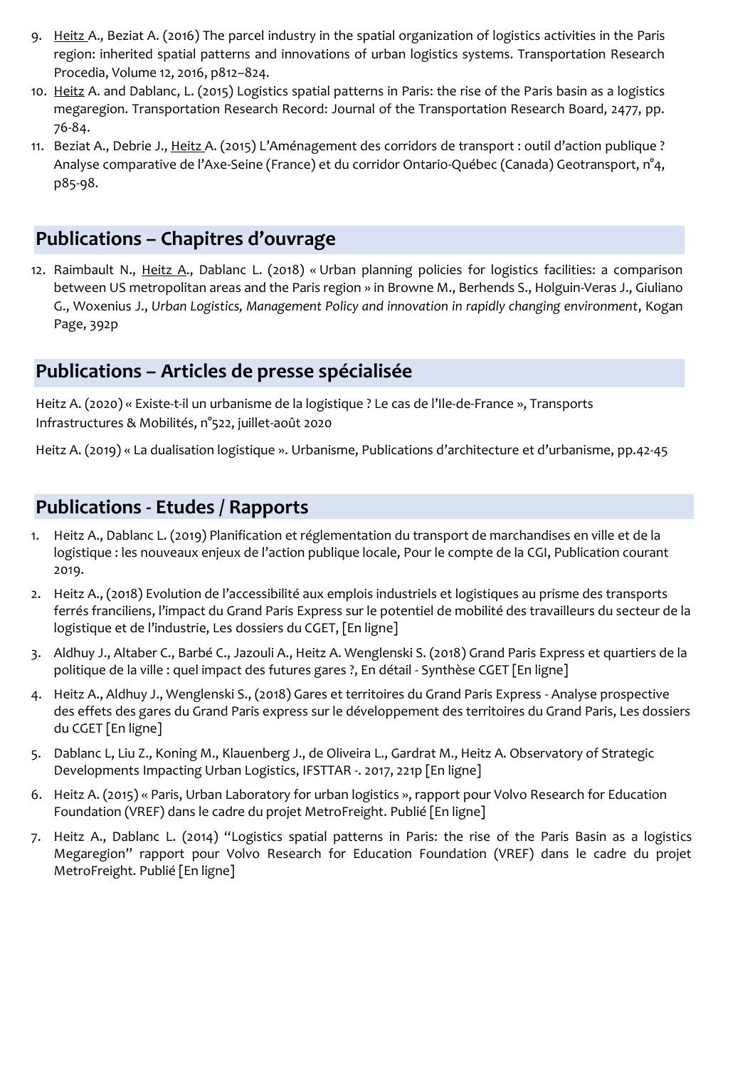9. Heitz A., Beziat A. (2016) The parcel industry in the spatial organization of logistics activities in the Paris region: inherited spatial patterns and innovations of urban logistics systems. Transportation Research Procedia, Volume 12, 2016, p812–824.
10. Heitz A. and Dablanc, L. (2015) Logistics spatial patterns in Paris: the rise of the Paris basin as a logistics megaregion. Transportation Research Record: Journal of the Transportation Research Board, 2477, pp. 76-84.
11. Beziat A., Debrie J., Heitz A. (2015) L'Aménagement des corridors de transport : outil d'action publique ? Analyse comparative de l'Axe-Seine (France) et du corridor Ontario-Québec (Canada) Geotransport, n°4, p85-98.

## Publications – Chapitres d'ouvrage

12. Raimbault N., Heitz A., Dablanc L. (2018) « Urban planning policies for logistics facilities: a comparison between US metropolitan areas and the Paris region » in Browne M., Berhends S., Holguin-Veras J., Giuliano G., Woxenius J., *Urban Logistics, Management Policy and innovation in rapidly changing environment*, Kogan Page, 392p

## Publications – Articles de presse spécialisée

Heitz A. (2020) « Existe-t-il un urbanisme de la logistique ? Le cas de l'Ile-de-France », Transports Infrastructures & Mobilités, n°522, juillet-août 2020

Heitz A. (2019) « La dualisation logistique ». Urbanisme, Publications d'architecture et d'urbanisme, pp.42-45

## Publications - Etudes / Rapports

1. Heitz A., Dablanc L. (2019) Planification et réglementation du transport de marchandises en ville et de la logistique : les nouveaux enjeux de l'action publique locale, Pour le compte de la CGI, Publication courant 2019.
2. Heitz A., (2018) Evolution de l'accessibilité aux emplois industriels et logistiques au prisme des transports ferrés franciliens, l'impact du Grand Paris Express sur le potentiel de mobilité des travailleurs du secteur de la logistique et de l'industrie, Les dossiers du CGET, [En ligne]
3. Aldhuy J., Altaber C., Barbé C., Jazouli A., Heitz A. Wenglenski S. (2018) Grand Paris Express et quartiers de la politique de la ville : quel impact des futures gares ?, En détail - Synthèse CGET [En ligne]
4. Heitz A., Aldhuy J., Wenglenski S., (2018) Gares et territoires du Grand Paris Express - Analyse prospective des effets des gares du Grand Paris express sur le développement des territoires du Grand Paris, Les dossiers du CGET [En ligne]
5. Dablanc L, Liu Z., Koning M., Klauenberg J., de Oliveira L., Gardrat M., Heitz A. Observatory of Strategic Developments Impacting Urban Logistics, IFSTTAR -. 2017, 221p [En ligne]
6. Heitz A. (2015) « Paris, Urban Laboratory for urban logistics », rapport pour Volvo Research for Education Foundation (VREF) dans le cadre du projet MetroFreight. Publié [En ligne]
7. Heitz A., Dablanc L. (2014) "Logistics spatial patterns in Paris: the rise of the Paris Basin as a logistics Megaregion" rapport pour Volvo Research for Education Foundation (VREF) dans le cadre du projet MetroFreight. Publié [En ligne]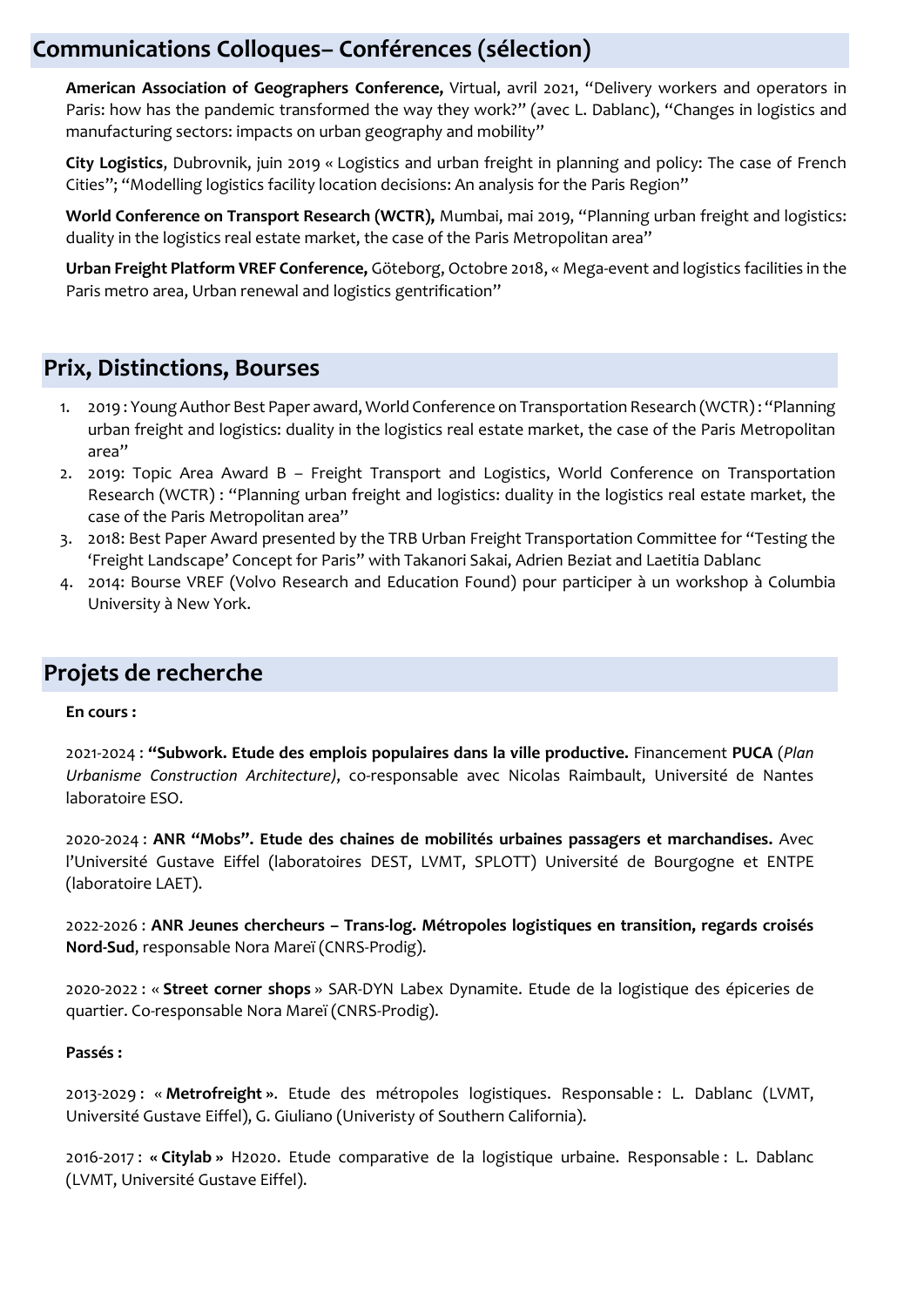## Communications Colloques– Conférences (sélection)

**American Association of Geographers Conference,** Virtual, avril 2021, "Delivery workers and operators in Paris: how has the pandemic transformed the way they work?" (avec L. Dablanc), "Changes in logistics and manufacturing sectors: impacts on urban geography and mobility"

**City Logistics**, Dubrovnik, juin 2019 « Logistics and urban freight in planning and policy: The case of French Cities"; "Modelling logistics facility location decisions: An analysis for the Paris Region"

**World Conference on Transport Research (WCTR),** Mumbai, mai 2019, "Planning urban freight and logistics: duality in the logistics real estate market, the case of the Paris Metropolitan area"

**Urban Freight Platform VREF Conference,** Göteborg, Octobre 2018, « Mega-event and logistics facilities in the Paris metro area, Urban renewal and logistics gentrification"

## Prix, Distinctions, Bourses

1. 2019 : Young Author Best Paper award, World Conference on Transportation Research (WCTR) : "Planning urban freight and logistics: duality in the logistics real estate market, the case of the Paris Metropolitan area"
2. 2019: Topic Area Award B – Freight Transport and Logistics, World Conference on Transportation Research (WCTR) : "Planning urban freight and logistics: duality in the logistics real estate market, the case of the Paris Metropolitan area"
3. 2018: Best Paper Award presented by the TRB Urban Freight Transportation Committee for "Testing the 'Freight Landscape' Concept for Paris" with Takanori Sakai, Adrien Beziat and Laetitia Dablanc
4. 2014: Bourse VREF (Volvo Research and Education Found) pour participer à un workshop à Columbia University à New York.

## Projets de recherche

**En cours :**

2021-2024 : **"Subwork. Etude des emplois populaires dans la ville productive.** Financement **PUCA** (*Plan Urbanisme Construction Architecture)*, co-responsable avec Nicolas Raimbault, Université de Nantes laboratoire ESO.

2020-2024 : **ANR "Mobs". Etude des chaines de mobilités urbaines passagers et marchandises.** Avec l'Université Gustave Eiffel (laboratoires DEST, LVMT, SPLOTT) Université de Bourgogne et ENTPE (laboratoire LAET).

2022-2026 : **ANR Jeunes chercheurs – Trans-log. Métropoles logistiques en transition, regards croisés Nord-Sud**, responsable Nora Mareï (CNRS-Prodig).

2020-2022 : « **Street corner shops** » SAR-DYN Labex Dynamite. Etude de la logistique des épiceries de quartier. Co-responsable Nora Mareï (CNRS-Prodig).

**Passés :**

2013-2029 : « **Metrofreight »**. Etude des métropoles logistiques. Responsable : L. Dablanc (LVMT, Université Gustave Eiffel), G. Giuliano (Univeristy of Southern California).

2016-2017 : **« Citylab »** H2020. Etude comparative de la logistique urbaine. Responsable : L. Dablanc (LVMT, Université Gustave Eiffel).